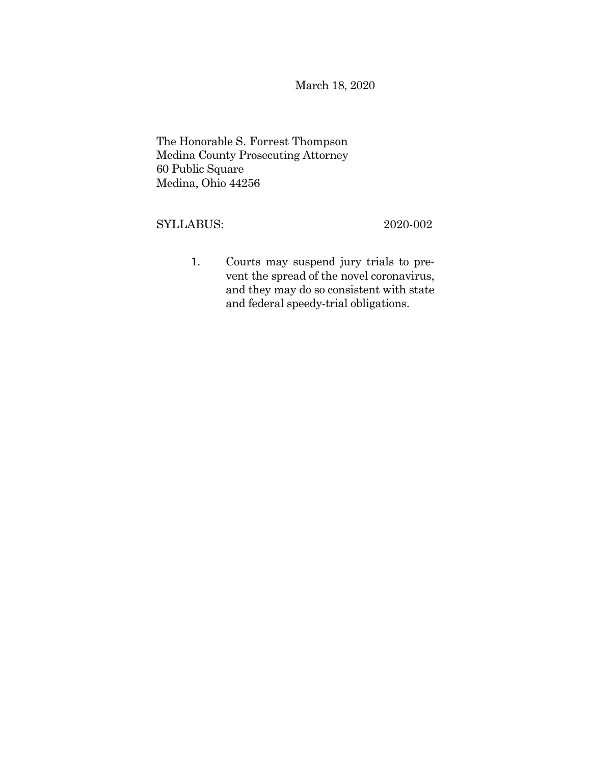March 18, 2020

The Honorable S. Forrest Thompson
Medina County Prosecuting Attorney
60 Public Square
Medina, Ohio 44256

SYLLABUS: 2020-002

1. Courts may suspend jury trials to prevent the spread of the novel coronavirus, and they may do so consistent with state and federal speedy-trial obligations.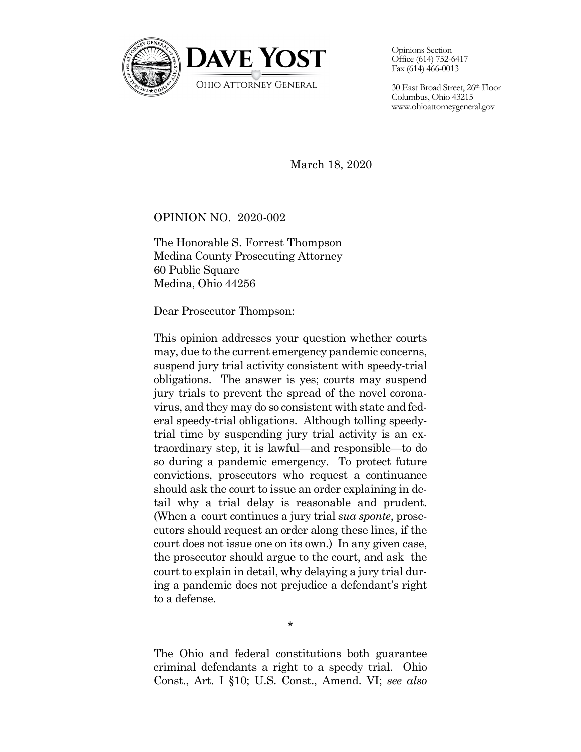DAVE YOST

OHIO ATTORNEY GENERAL

Opinions Section
Office (614) 752-6417
Fax (614) 466-0013

30 East Broad Street, 26th Floor
Columbus, Ohio 43215
www.ohioattorneygeneral.gov

March 18, 2020

OPINION NO. 2020-002

The Honorable S. Forrest Thompson
Medina County Prosecuting Attorney
60 Public Square
Medina, Ohio 44256

Dear Prosecutor Thompson:

This opinion addresses your question whether courts may, due to the current emergency pandemic concerns, suspend jury trial activity consistent with speedy-trial obligations. The answer is yes; courts may suspend jury trials to prevent the spread of the novel coronavirus, and they may do so consistent with state and federal speedy-trial obligations. Although tolling speedy-trial time by suspending jury trial activity is an extraordinary step, it is lawful—and responsible—to do so during a pandemic emergency. To protect future convictions, prosecutors who request a continuance should ask the court to issue an order explaining in detail why a trial delay is reasonable and prudent. (When a court continues a jury trial *sua sponte*, prosecutors should request an order along these lines, if the court does not issue one on its own.) In any given case, the prosecutor should argue to the court, and ask the court to explain in detail, why delaying a jury trial during a pandemic does not prejudice a defendant's right to a defense.

*

The Ohio and federal constitutions both guarantee criminal defendants a right to a speedy trial. Ohio Const., Art. I §10; U.S. Const., Amend. VI; *see also*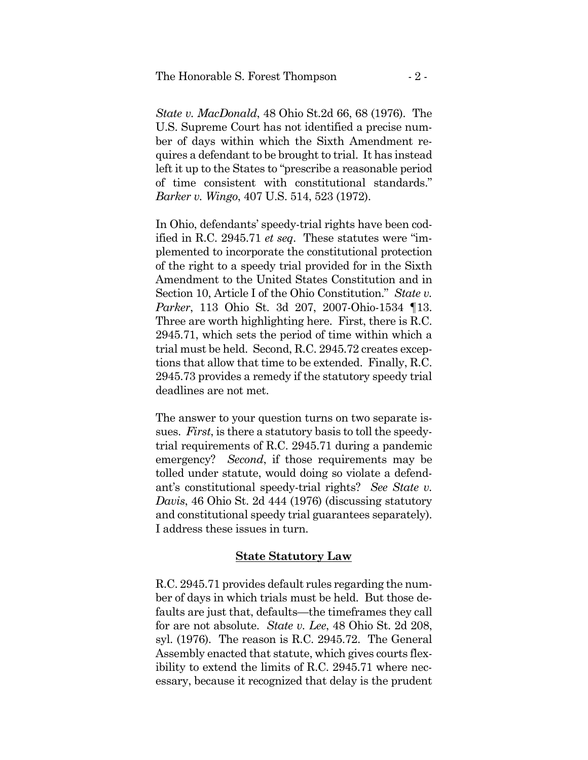*State v. MacDonald*, 48 Ohio St.2d 66, 68 (1976). The U.S. Supreme Court has not identified a precise number of days within which the Sixth Amendment requires a defendant to be brought to trial. It has instead left it up to the States to "prescribe a reasonable period of time consistent with constitutional standards." *Barker v. Wingo*, 407 U.S. 514, 523 (1972).

In Ohio, defendants' speedy-trial rights have been codified in R.C. 2945.71 *et seq*. These statutes were "implemented to incorporate the constitutional protection of the right to a speedy trial provided for in the Sixth Amendment to the United States Constitution and in Section 10, Article I of the Ohio Constitution." *State v. Parker*, 113 Ohio St. 3d 207, 2007-Ohio-1534 ¶13. Three are worth highlighting here. First, there is R.C. 2945.71, which sets the period of time within which a trial must be held. Second, R.C. 2945.72 creates exceptions that allow that time to be extended. Finally, R.C. 2945.73 provides a remedy if the statutory speedy trial deadlines are not met.

The answer to your question turns on two separate issues. *First*, is there a statutory basis to toll the speedy-trial requirements of R.C. 2945.71 during a pandemic emergency? *Second*, if those requirements may be tolled under statute, would doing so violate a defendant's constitutional speedy-trial rights? *See State v. Davis*, 46 Ohio St. 2d 444 (1976) (discussing statutory and constitutional speedy trial guarantees separately). I address these issues in turn.

## State Statutory Law

R.C. 2945.71 provides default rules regarding the number of days in which trials must be held. But those defaults are just that, defaults—the timeframes they call for are not absolute. *State v. Lee*, 48 Ohio St. 2d 208, syl. (1976). The reason is R.C. 2945.72. The General Assembly enacted that statute, which gives courts flexibility to extend the limits of R.C. 2945.71 where necessary, because it recognized that delay is the prudent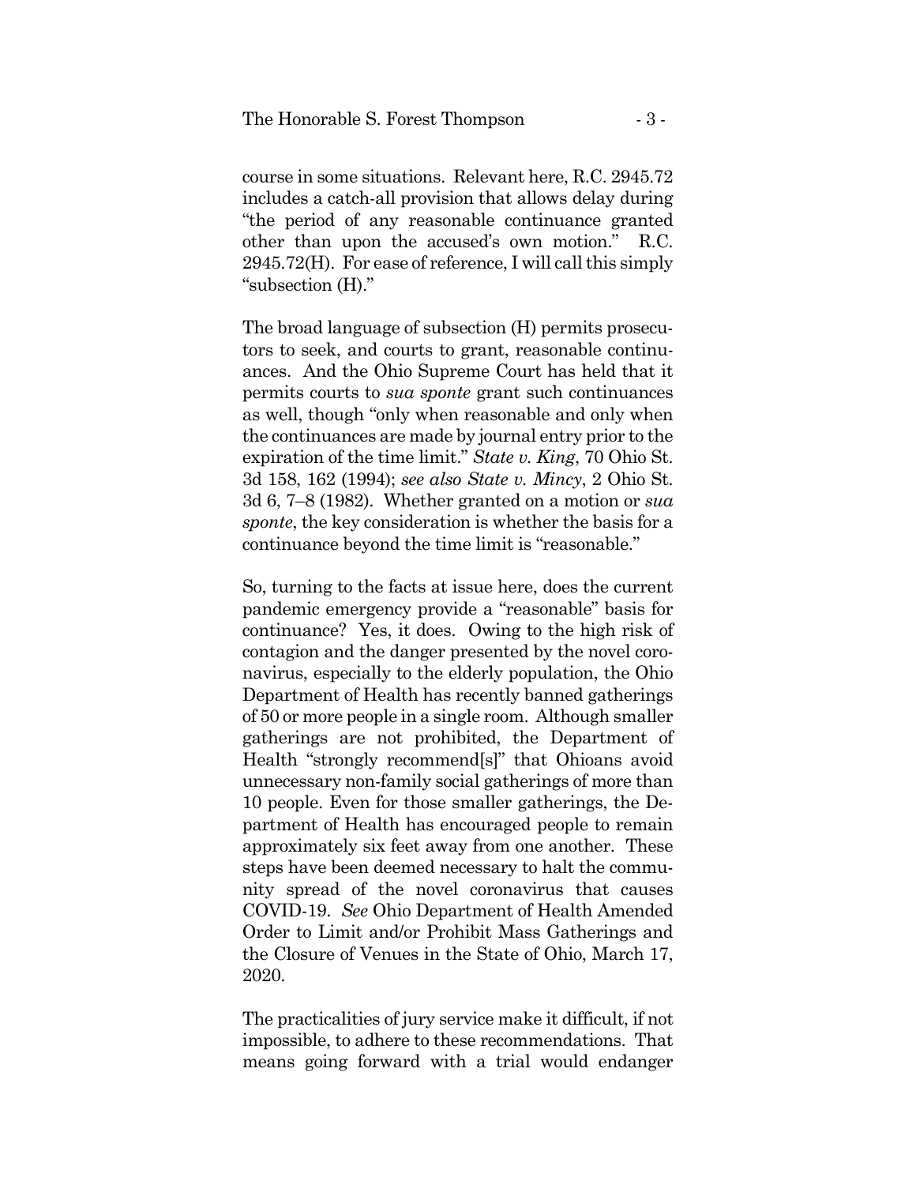course in some situations. Relevant here, R.C. 2945.72 includes a catch-all provision that allows delay during "the period of any reasonable continuance granted other than upon the accused's own motion." R.C. 2945.72(H). For ease of reference, I will call this simply "subsection (H)."

The broad language of subsection (H) permits prosecutors to seek, and courts to grant, reasonable continuances. And the Ohio Supreme Court has held that it permits courts to *sua sponte* grant such continuances as well, though "only when reasonable and only when the continuances are made by journal entry prior to the expiration of the time limit." *State v. King*, 70 Ohio St. 3d 158, 162 (1994); *see also State v. Mincy*, 2 Ohio St. 3d 6, 7–8 (1982). Whether granted on a motion or *sua sponte*, the key consideration is whether the basis for a continuance beyond the time limit is "reasonable."

So, turning to the facts at issue here, does the current pandemic emergency provide a "reasonable" basis for continuance? Yes, it does. Owing to the high risk of contagion and the danger presented by the novel coronavirus, especially to the elderly population, the Ohio Department of Health has recently banned gatherings of 50 or more people in a single room. Although smaller gatherings are not prohibited, the Department of Health "strongly recommend[s]" that Ohioans avoid unnecessary non-family social gatherings of more than 10 people. Even for those smaller gatherings, the Department of Health has encouraged people to remain approximately six feet away from one another. These steps have been deemed necessary to halt the community spread of the novel coronavirus that causes COVID-19. *See* Ohio Department of Health Amended Order to Limit and/or Prohibit Mass Gatherings and the Closure of Venues in the State of Ohio, March 17, 2020.

The practicalities of jury service make it difficult, if not impossible, to adhere to these recommendations. That means going forward with a trial would endanger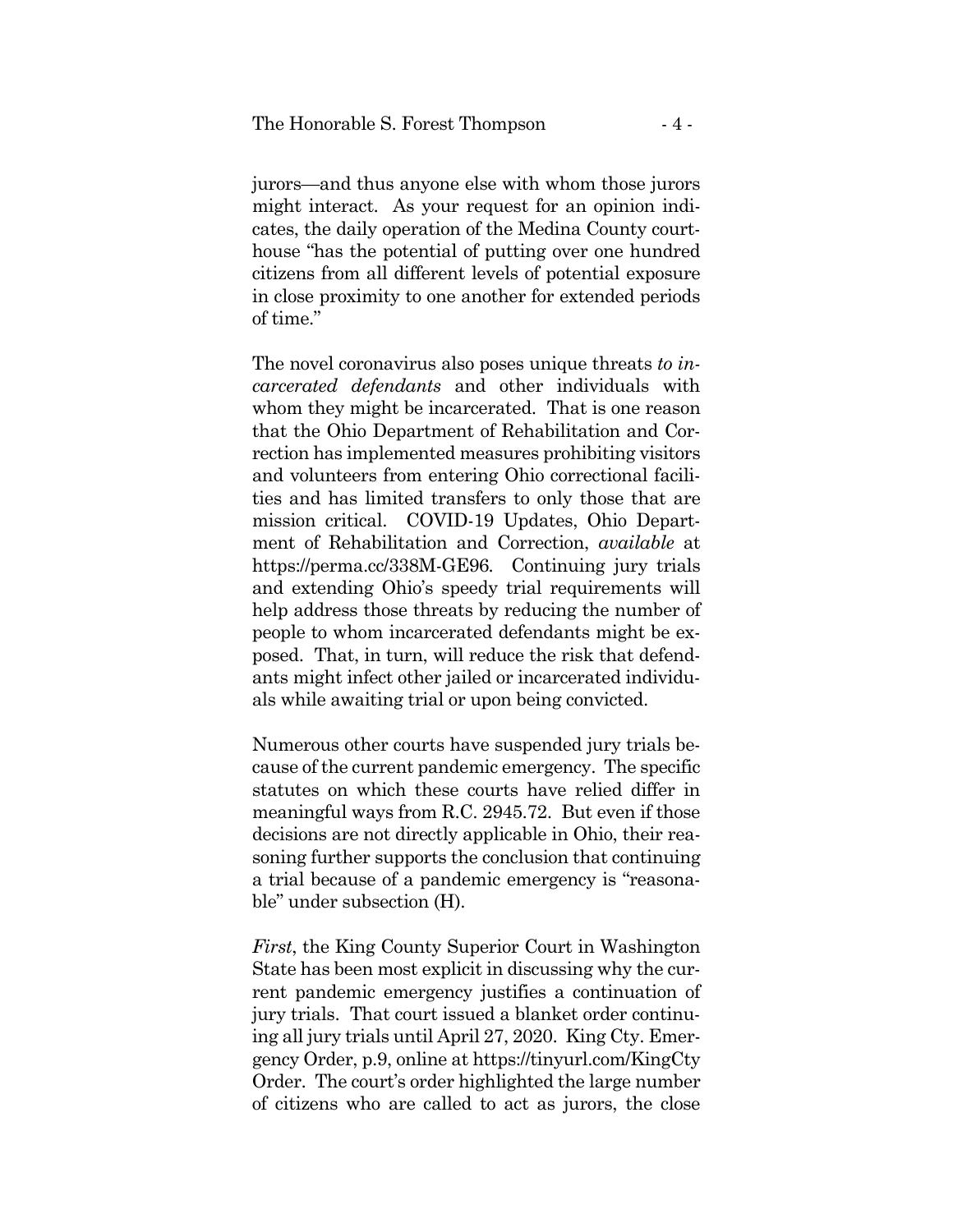jurors—and thus anyone else with whom those jurors might interact. As your request for an opinion indicates, the daily operation of the Medina County courthouse "has the potential of putting over one hundred citizens from all different levels of potential exposure in close proximity to one another for extended periods of time."

The novel coronavirus also poses unique threats *to incarcerated defendants* and other individuals with whom they might be incarcerated. That is one reason that the Ohio Department of Rehabilitation and Correction has implemented measures prohibiting visitors and volunteers from entering Ohio correctional facilities and has limited transfers to only those that are mission critical. COVID-19 Updates, Ohio Department of Rehabilitation and Correction, *available* at https://perma.cc/338M-GE96. Continuing jury trials and extending Ohio's speedy trial requirements will help address those threats by reducing the number of people to whom incarcerated defendants might be exposed. That, in turn, will reduce the risk that defendants might infect other jailed or incarcerated individuals while awaiting trial or upon being convicted.

Numerous other courts have suspended jury trials because of the current pandemic emergency. The specific statutes on which these courts have relied differ in meaningful ways from R.C. 2945.72. But even if those decisions are not directly applicable in Ohio, their reasoning further supports the conclusion that continuing a trial because of a pandemic emergency is "reasonable" under subsection (H).

*First*, the King County Superior Court in Washington State has been most explicit in discussing why the current pandemic emergency justifies a continuation of jury trials. That court issued a blanket order continuing all jury trials until April 27, 2020. King Cty. Emergency Order, p.9, online at https://tinyurl.com/KingCtyOrder. The court's order highlighted the large number of citizens who are called to act as jurors, the close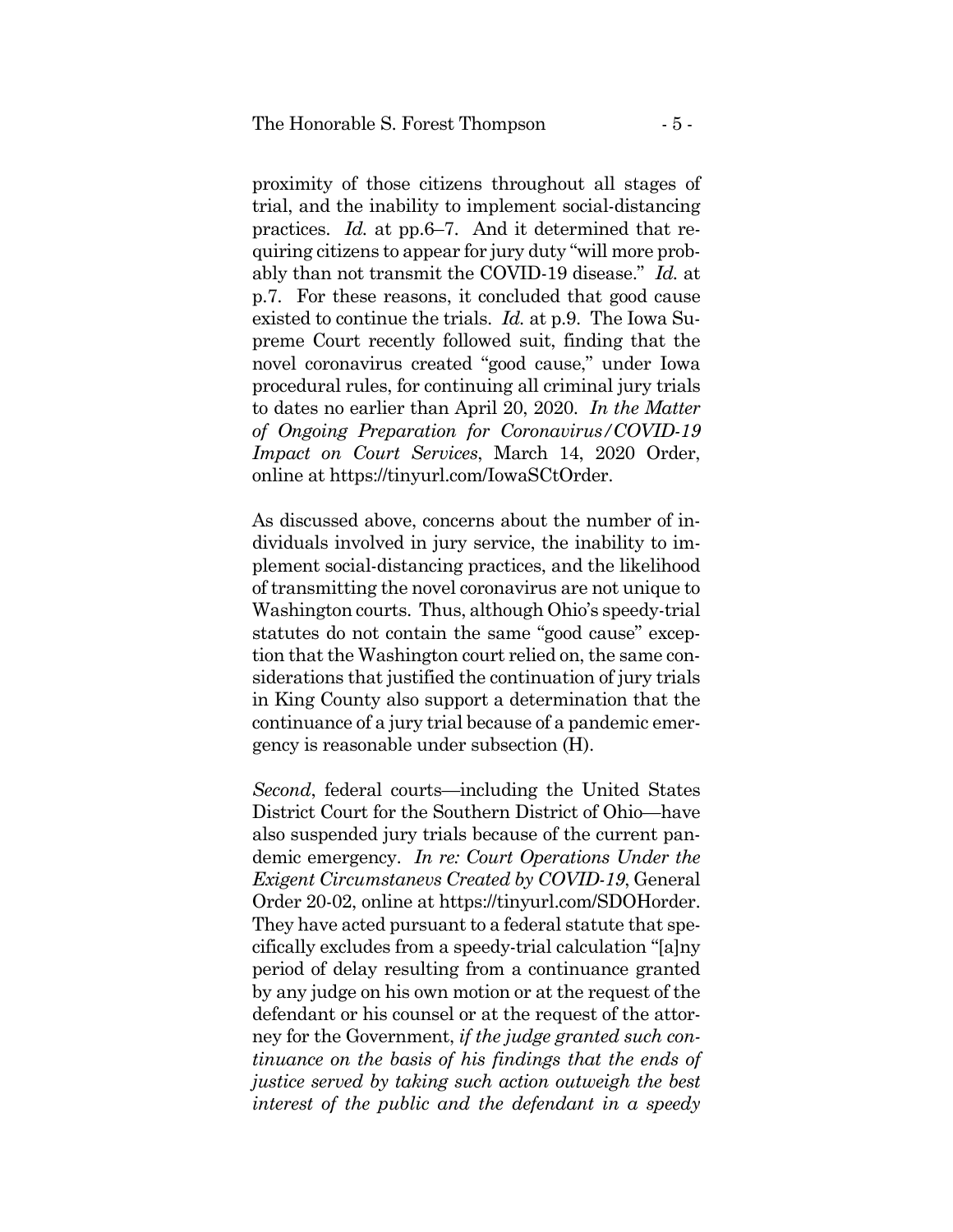proximity of those citizens throughout all stages of trial, and the inability to implement social-distancing practices. *Id.* at pp.6–7. And it determined that requiring citizens to appear for jury duty "will more probably than not transmit the COVID-19 disease." *Id.* at p.7. For these reasons, it concluded that good cause existed to continue the trials. *Id.* at p.9. The Iowa Supreme Court recently followed suit, finding that the novel coronavirus created "good cause," under Iowa procedural rules, for continuing all criminal jury trials to dates no earlier than April 20, 2020. *In the Matter of Ongoing Preparation for Coronavirus/COVID-19 Impact on Court Services*, March 14, 2020 Order, online at https://tinyurl.com/IowaSCtOrder.

As discussed above, concerns about the number of individuals involved in jury service, the inability to implement social-distancing practices, and the likelihood of transmitting the novel coronavirus are not unique to Washington courts. Thus, although Ohio's speedy-trial statutes do not contain the same "good cause" exception that the Washington court relied on, the same considerations that justified the continuation of jury trials in King County also support a determination that the continuance of a jury trial because of a pandemic emergency is reasonable under subsection (H).

*Second*, federal courts—including the United States District Court for the Southern District of Ohio—have also suspended jury trials because of the current pandemic emergency. *In re: Court Operations Under the Exigent Circumstanevs Created by COVID-19*, General Order 20-02, online at https://tinyurl.com/SDOHorder. They have acted pursuant to a federal statute that specifically excludes from a speedy-trial calculation "[a]ny period of delay resulting from a continuance granted by any judge on his own motion or at the request of the defendant or his counsel or at the request of the attorney for the Government, *if the judge granted such continuance on the basis of his findings that the ends of justice served by taking such action outweigh the best interest of the public and the defendant in a speedy*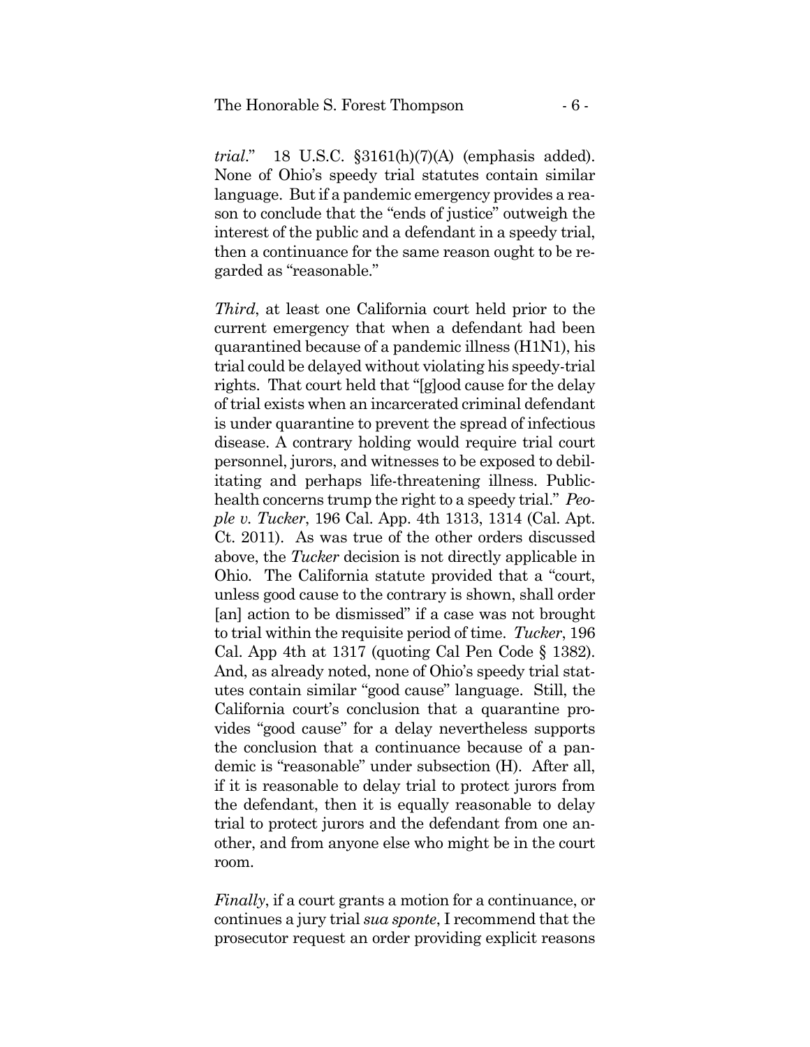*trial*." 18 U.S.C. §3161(h)(7)(A) (emphasis added). None of Ohio's speedy trial statutes contain similar language. But if a pandemic emergency provides a reason to conclude that the "ends of justice" outweigh the interest of the public and a defendant in a speedy trial, then a continuance for the same reason ought to be regarded as "reasonable."

*Third*, at least one California court held prior to the current emergency that when a defendant had been quarantined because of a pandemic illness (H1N1), his trial could be delayed without violating his speedy-trial rights. That court held that "[g]ood cause for the delay of trial exists when an incarcerated criminal defendant is under quarantine to prevent the spread of infectious disease. A contrary holding would require trial court personnel, jurors, and witnesses to be exposed to debilitating and perhaps life-threatening illness. Public-health concerns trump the right to a speedy trial." *People v. Tucker*, 196 Cal. App. 4th 1313, 1314 (Cal. Apt. Ct. 2011). As was true of the other orders discussed above, the *Tucker* decision is not directly applicable in Ohio. The California statute provided that a "court, unless good cause to the contrary is shown, shall order [an] action to be dismissed" if a case was not brought to trial within the requisite period of time. *Tucker*, 196 Cal. App 4th at 1317 (quoting Cal Pen Code § 1382). And, as already noted, none of Ohio's speedy trial statutes contain similar "good cause" language. Still, the California court's conclusion that a quarantine provides "good cause" for a delay nevertheless supports the conclusion that a continuance because of a pandemic is "reasonable" under subsection (H). After all, if it is reasonable to delay trial to protect jurors from the defendant, then it is equally reasonable to delay trial to protect jurors and the defendant from one another, and from anyone else who might be in the court room.

*Finally*, if a court grants a motion for a continuance, or continues a jury trial *sua sponte*, I recommend that the prosecutor request an order providing explicit reasons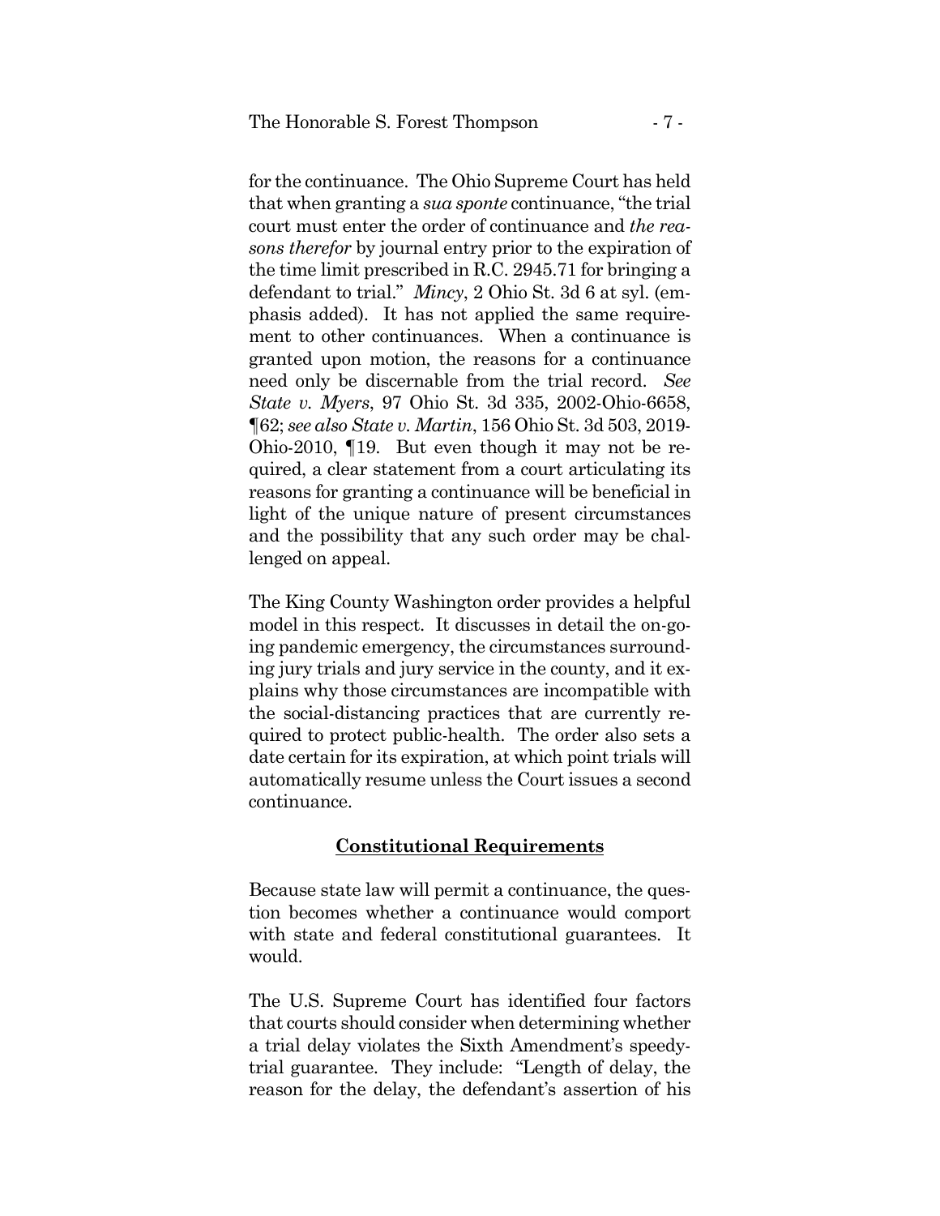for the continuance. The Ohio Supreme Court has held that when granting a *sua sponte* continuance, "the trial court must enter the order of continuance and *the reasons therefor* by journal entry prior to the expiration of the time limit prescribed in R.C. 2945.71 for bringing a defendant to trial." *Mincy*, 2 Ohio St. 3d 6 at syl. (emphasis added). It has not applied the same requirement to other continuances. When a continuance is granted upon motion, the reasons for a continuance need only be discernable from the trial record. *See State v. Myers*, 97 Ohio St. 3d 335, 2002-Ohio-6658, ¶62; *see also State v. Martin*, 156 Ohio St. 3d 503, 2019-Ohio-2010, ¶19. But even though it may not be required, a clear statement from a court articulating its reasons for granting a continuance will be beneficial in light of the unique nature of present circumstances and the possibility that any such order may be challenged on appeal.

The King County Washington order provides a helpful model in this respect. It discusses in detail the on-going pandemic emergency, the circumstances surrounding jury trials and jury service in the county, and it explains why those circumstances are incompatible with the social-distancing practices that are currently required to protect public-health. The order also sets a date certain for its expiration, at which point trials will automatically resume unless the Court issues a second continuance.

## **Constitutional Requirements**

Because state law will permit a continuance, the question becomes whether a continuance would comport with state and federal constitutional guarantees. It would.

The U.S. Supreme Court has identified four factors that courts should consider when determining whether a trial delay violates the Sixth Amendment's speedy-trial guarantee. They include: "Length of delay, the reason for the delay, the defendant's assertion of his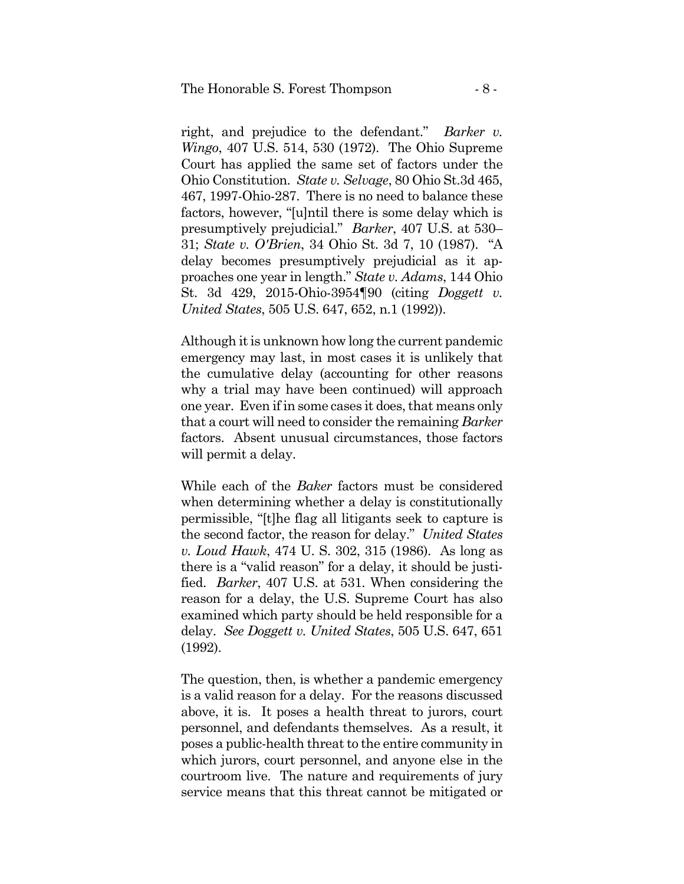right, and prejudice to the defendant." *Barker v. Wingo*, 407 U.S. 514, 530 (1972). The Ohio Supreme Court has applied the same set of factors under the Ohio Constitution. *State v. Selvage*, 80 Ohio St.3d 465, 467, 1997-Ohio-287. There is no need to balance these factors, however, "[u]ntil there is some delay which is presumptively prejudicial." *Barker*, 407 U.S. at 530–31; *State v. O'Brien*, 34 Ohio St. 3d 7, 10 (1987). "A delay becomes presumptively prejudicial as it approaches one year in length." *State v. Adams*, 144 Ohio St. 3d 429, 2015-Ohio-3954¶90 (citing *Doggett v. United States*, 505 U.S. 647, 652, n.1 (1992)).

Although it is unknown how long the current pandemic emergency may last, in most cases it is unlikely that the cumulative delay (accounting for other reasons why a trial may have been continued) will approach one year. Even if in some cases it does, that means only that a court will need to consider the remaining *Barker* factors. Absent unusual circumstances, those factors will permit a delay.

While each of the *Baker* factors must be considered when determining whether a delay is constitutionally permissible, "[t]he flag all litigants seek to capture is the second factor, the reason for delay." *United States v. Loud Hawk*, 474 U. S. 302, 315 (1986). As long as there is a "valid reason" for a delay, it should be justified. *Barker*, 407 U.S. at 531. When considering the reason for a delay, the U.S. Supreme Court has also examined which party should be held responsible for a delay. *See Doggett v. United States*, 505 U.S. 647, 651 (1992).

The question, then, is whether a pandemic emergency is a valid reason for a delay. For the reasons discussed above, it is. It poses a health threat to jurors, court personnel, and defendants themselves. As a result, it poses a public-health threat to the entire community in which jurors, court personnel, and anyone else in the courtroom live. The nature and requirements of jury service means that this threat cannot be mitigated or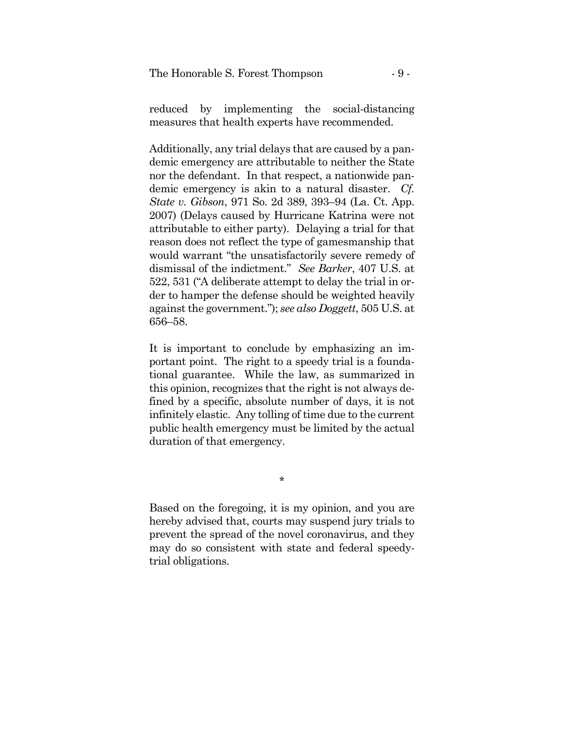reduced by implementing the social-distancing measures that health experts have recommended.

Additionally, any trial delays that are caused by a pandemic emergency are attributable to neither the State nor the defendant. In that respect, a nationwide pandemic emergency is akin to a natural disaster. *Cf. State v. Gibson*, 971 So. 2d 389, 393–94 (La. Ct. App. 2007) (Delays caused by Hurricane Katrina were not attributable to either party). Delaying a trial for that reason does not reflect the type of gamesmanship that would warrant "the unsatisfactorily severe remedy of dismissal of the indictment." *See Barker*, 407 U.S. at 522, 531 ("A deliberate attempt to delay the trial in order to hamper the defense should be weighted heavily against the government."); *see also Doggett*, 505 U.S. at 656–58.

It is important to conclude by emphasizing an important point. The right to a speedy trial is a foundational guarantee. While the law, as summarized in this opinion, recognizes that the right is not always defined by a specific, absolute number of days, it is not infinitely elastic. Any tolling of time due to the current public health emergency must be limited by the actual duration of that emergency.

*

Based on the foregoing, it is my opinion, and you are hereby advised that, courts may suspend jury trials to prevent the spread of the novel coronavirus, and they may do so consistent with state and federal speedy-trial obligations.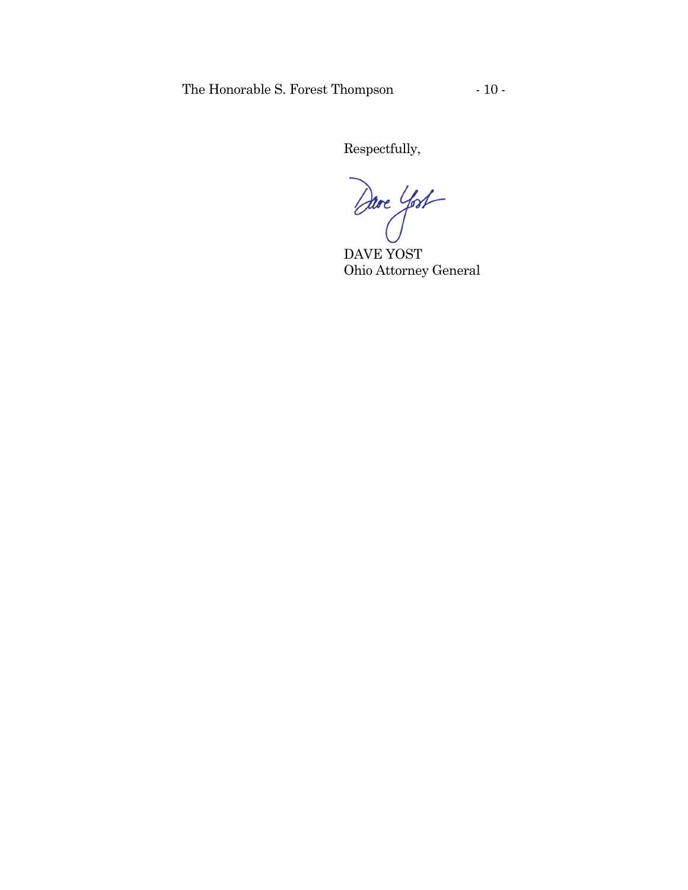Respectfully,

Dave Yost

DAVE YOST
Ohio Attorney General